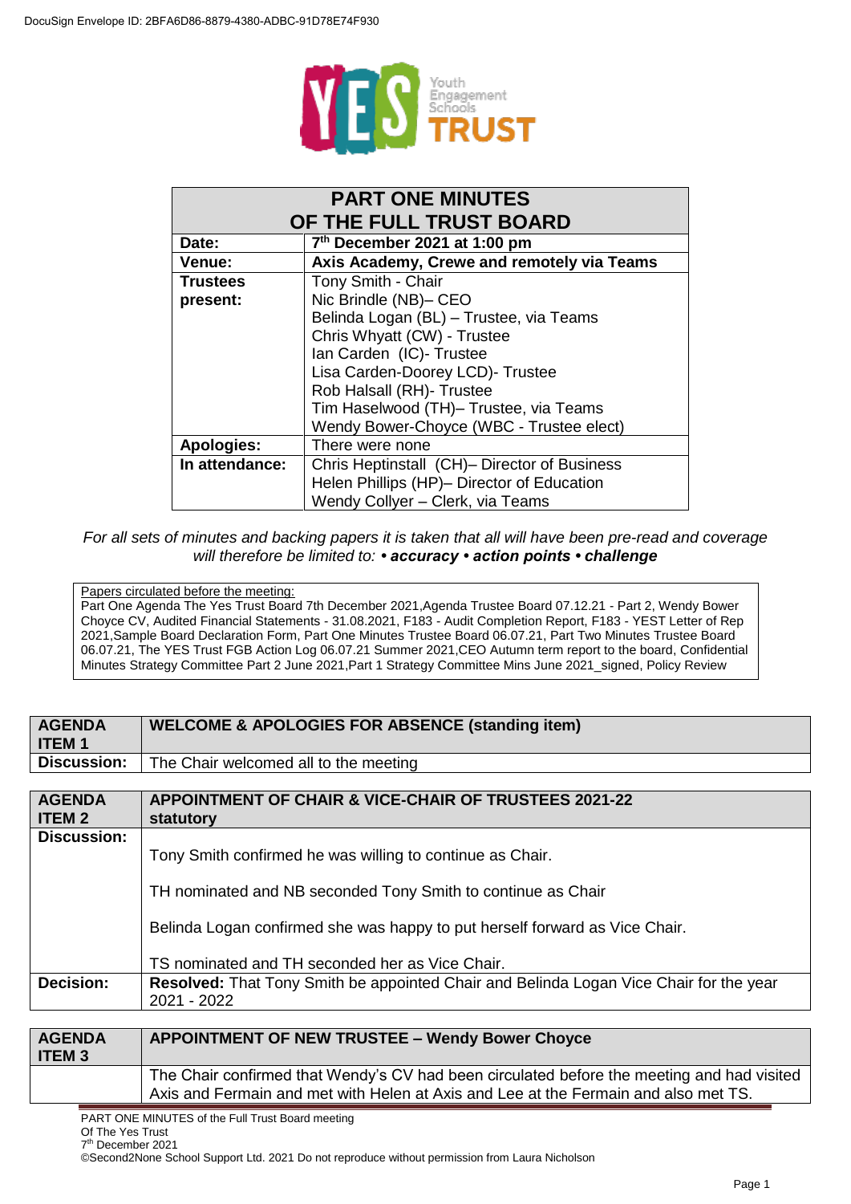DocuSign Envelope ID: 2BFA6D86-8879-4380-ADBC-91D78E74F930

| PART ONE MINUTES OF THE FULL TRUST BOARD | |
|---|---|
| **Date:** | **7th December 2021 at 1:00 pm** |
| **Venue:** | **Axis Academy, Crewe and remotely via Teams** |
| **Trustees present:** | Tony Smith - Chair<br>Nic Brindle (NB)– CEO<br>Belinda Logan (BL) – Trustee, via Teams<br>Chris Whyatt (CW) - Trustee<br>Ian Carden (IC)- Trustee<br>Lisa Carden-Doorey LCD)- Trustee<br>Rob Halsall (RH)- Trustee<br>Tim Haselwood (TH)– Trustee, via Teams<br>Wendy Bower-Choyce (WBC - Trustee elect) |
| **Apologies:** | There were none |
| **In attendance:** | Chris Heptinstall (CH)– Director of Business<br>Helen Phillips (HP)– Director of Education<br>Wendy Collyer – Clerk, via Teams |

*For all sets of minutes and backing papers it is taken that all will have been pre-read and coverage will therefore be limited to: **• accuracy • action points • challenge***

Papers circulated before the meeting:
Part One Agenda The Yes Trust Board 7th December 2021,Agenda Trustee Board 07.12.21 - Part 2, Wendy Bower Choyce CV, Audited Financial Statements - 31.08.2021, F183 - Audit Completion Report, F183 - YEST Letter of Rep 2021,Sample Board Declaration Form, Part One Minutes Trustee Board 06.07.21, Part Two Minutes Trustee Board 06.07.21, The YES Trust FGB Action Log 06.07.21 Summer 2021,CEO Autumn term report to the board, Confidential Minutes Strategy Committee Part 2 June 2021,Part 1 Strategy Committee Mins June 2021_signed, Policy Review

| **AGENDA ITEM 1** | **WELCOME & APOLOGIES FOR ABSENCE (standing item)** |
|---|---|
| **Discussion:** | The Chair welcomed all to the meeting |

| **AGENDA ITEM 2** | **APPOINTMENT OF CHAIR & VICE-CHAIR OF TRUSTEES 2021-22 statutory** |
|---|---|
| **Discussion:** | Tony Smith confirmed he was willing to continue as Chair.<br><br>TH nominated and NB seconded Tony Smith to continue as Chair<br><br>Belinda Logan confirmed she was happy to put herself forward as Vice Chair.<br><br>TS nominated and TH seconded her as Vice Chair. |
| **Decision:** | **Resolved:** That Tony Smith be appointed Chair and Belinda Logan Vice Chair for the year 2021 - 2022 |

| **AGENDA ITEM 3** | **APPOINTMENT OF NEW TRUSTEE – Wendy Bower Choyce** |
|---|---|
| | The Chair confirmed that Wendy's CV had been circulated before the meeting and had visited Axis and Fermain and met with Helen at Axis and Lee at the Fermain and also met TS. |

PART ONE MINUTES of the Full Trust Board meeting
Of The Yes Trust
7th December 2021
©Second2None School Support Ltd. 2021 Do not reproduce without permission from Laura Nicholson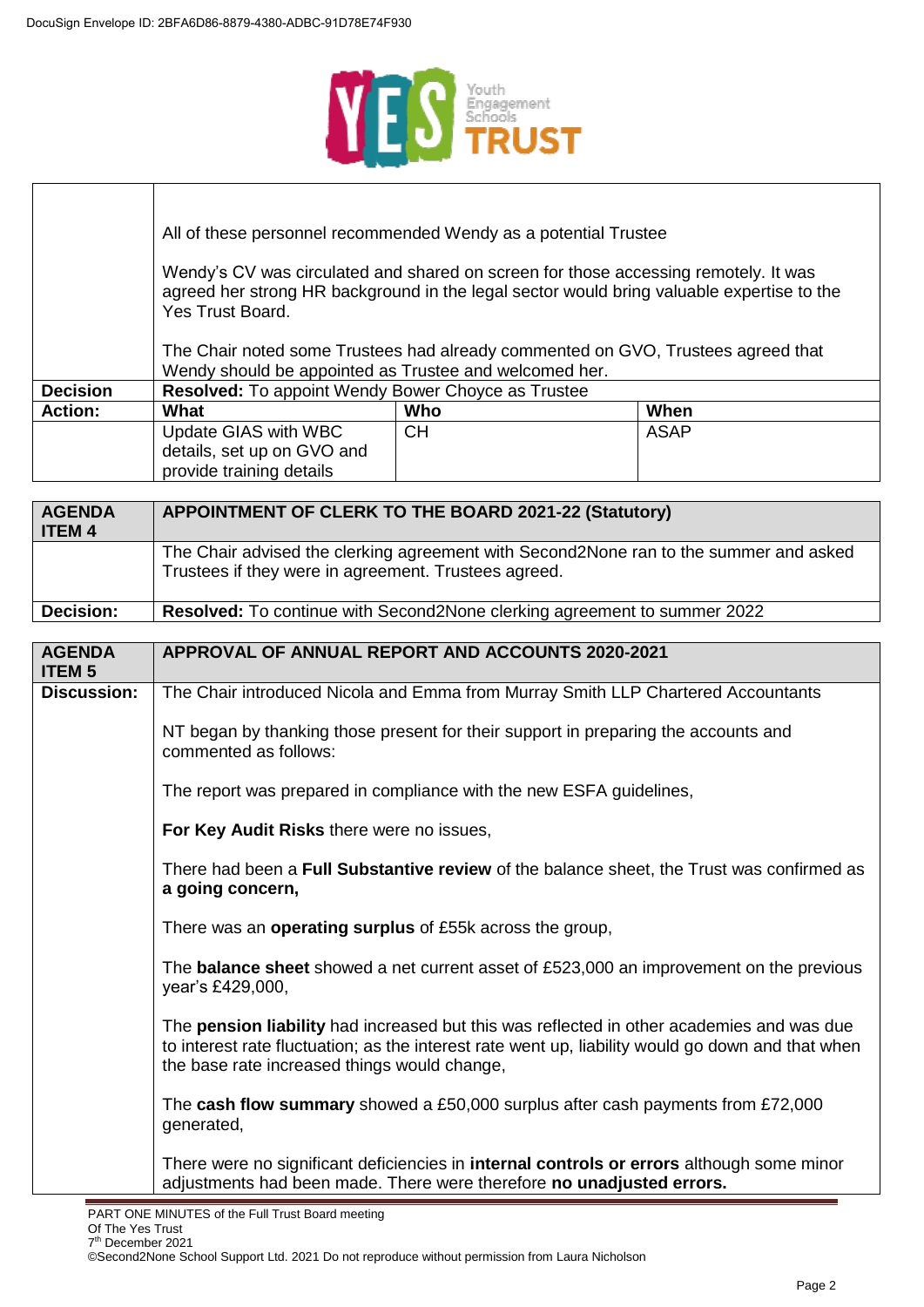DocuSign Envelope ID: 2BFA6D86-8879-4380-ADBC-91D78E74F930

| | | | |
|---|---|---|---|
| | All of these personnel recommended Wendy as a potential Trustee<br><br>Wendy's CV was circulated and shared on screen for those accessing remotely. It was agreed her strong HR background in the legal sector would bring valuable expertise to the Yes Trust Board.<br><br>The Chair noted some Trustees had already commented on GVO, Trustees agreed that Wendy should be appointed as Trustee and welcomed her. | | |
| **Decision** | **Resolved:** To appoint Wendy Bower Choyce as Trustee | | |
| **Action:** | **What** | **Who** | **When** |
| | Update GIAS with WBC details, set up on GVO and provide training details | CH | ASAP |

| **AGENDA ITEM 4** | **APPOINTMENT OF CLERK TO THE BOARD 2021-22 (Statutory)** |
|---|---|
| | The Chair advised the clerking agreement with Second2None ran to the summer and asked Trustees if they were in agreement. Trustees agreed. |
| **Decision:** | **Resolved:** To continue with Second2None clerking agreement to summer 2022 |

| **AGENDA ITEM 5** | **APPROVAL OF ANNUAL REPORT AND ACCOUNTS 2020-2021** |
|---|---|
| **Discussion:** | The Chair introduced Nicola and Emma from Murray Smith LLP Chartered Accountants<br><br>NT began by thanking those present for their support in preparing the accounts and commented as follows:<br><br>The report was prepared in compliance with the new ESFA guidelines,<br><br>**For Key Audit Risks** there were no issues,<br><br>There had been a **Full Substantive review** of the balance sheet, the Trust was confirmed as **a going concern,**<br><br>There was an **operating surplus** of £55k across the group,<br><br>The **balance sheet** showed a net current asset of £523,000 an improvement on the previous year's £429,000,<br><br>The **pension liability** had increased but this was reflected in other academies and was due to interest rate fluctuation; as the interest rate went up, liability would go down and that when the base rate increased things would change,<br><br>The **cash flow summary** showed a £50,000 surplus after cash payments from £72,000 generated,<br><br>There were no significant deficiencies in **internal controls or errors** although some minor adjustments had been made. There were therefore **no unadjusted errors.** |

PART ONE MINUTES of the Full Trust Board meeting
Of The Yes Trust
7th December 2021
©Second2None School Support Ltd. 2021 Do not reproduce without permission from Laura Nicholson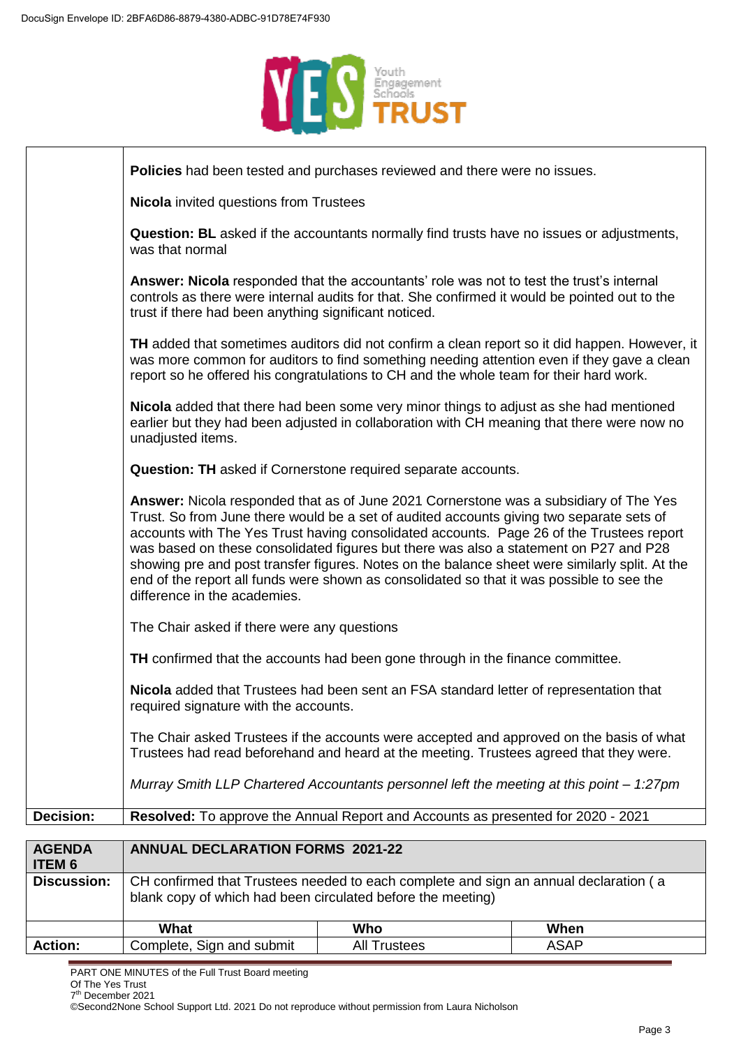| | |
|---|---|
| | **Policies** had been tested and purchases reviewed and there were no issues.<br><br>**Nicola** invited questions from Trustees<br><br>**Question: BL** asked if the accountants normally find trusts have no issues or adjustments, was that normal<br><br>**Answer: Nicola** responded that the accountants' role was not to test the trust's internal controls as there were internal audits for that. She confirmed it would be pointed out to the trust if there had been anything significant noticed.<br><br>**TH** added that sometimes auditors did not confirm a clean report so it did happen. However, it was more common for auditors to find something needing attention even if they gave a clean report so he offered his congratulations to CH and the whole team for their hard work.<br><br>**Nicola** added that there had been some very minor things to adjust as she had mentioned earlier but they had been adjusted in collaboration with CH meaning that there were now no unadjusted items.<br><br>**Question: TH** asked if Cornerstone required separate accounts.<br><br>**Answer:** Nicola responded that as of June 2021 Cornerstone was a subsidiary of The Yes Trust. So from June there would be a set of audited accounts giving two separate sets of accounts with The Yes Trust having consolidated accounts. Page 26 of the Trustees report was based on these consolidated figures but there was also a statement on P27 and P28 showing pre and post transfer figures. Notes on the balance sheet were similarly split. At the end of the report all funds were shown as consolidated so that it was possible to see the difference in the academies.<br><br>The Chair asked if there were any questions<br><br>**TH** confirmed that the accounts had been gone through in the finance committee.<br><br>**Nicola** added that Trustees had been sent an FSA standard letter of representation that required signature with the accounts.<br><br>The Chair asked Trustees if the accounts were accepted and approved on the basis of what Trustees had read beforehand and heard at the meeting. Trustees agreed that they were.<br><br>*Murray Smith LLP Chartered Accountants personnel left the meeting at this point – 1:27pm* |
| **Decision:** | **Resolved:** To approve the Annual Report and Accounts as presented for 2020 - 2021 |

| **AGENDA ITEM 6** | **ANNUAL DECLARATION FORMS 2021-22** | | |
|---|---|---|---|
| **Discussion:** | CH confirmed that Trustees needed to each complete and sign an annual declaration ( a blank copy of which had been circulated before the meeting) | | |
| | **What** | **Who** | **When** |
| **Action:** | Complete, Sign and submit | All Trustees | ASAP |

PART ONE MINUTES of the Full Trust Board meeting
Of The Yes Trust
7th December 2021
©Second2None School Support Ltd. 2021 Do not reproduce without permission from Laura Nicholson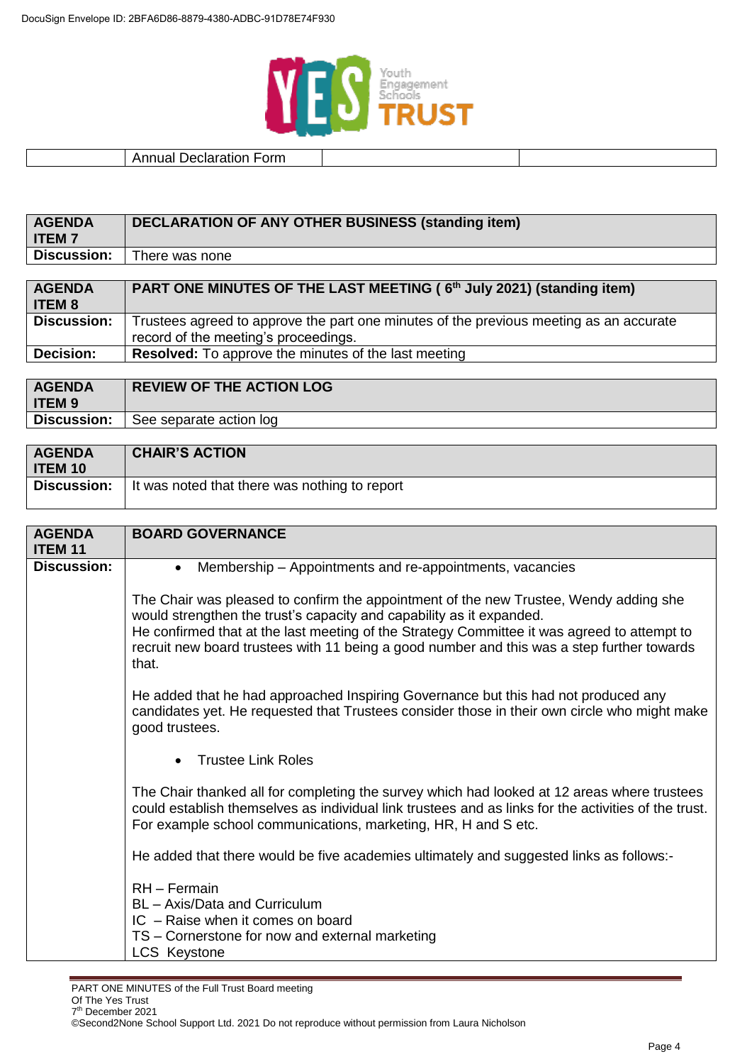| | Annual Declaration Form | | |
|---|---|---|---|

| **AGENDA ITEM 7** | **DECLARATION OF ANY OTHER BUSINESS (standing item)** |
|---|---|
| **Discussion:** | There was none |

| **AGENDA ITEM 8** | **PART ONE MINUTES OF THE LAST MEETING ( 6th July 2021) (standing item)** |
|---|---|
| **Discussion:** | Trustees agreed to approve the part one minutes of the previous meeting as an accurate record of the meeting's proceedings. |
| **Decision:** | **Resolved:** To approve the minutes of the last meeting |

| **AGENDA ITEM 9** | **REVIEW OF THE ACTION LOG** |
|---|---|
| **Discussion:** | See separate action log |

| **AGENDA ITEM 10** | **CHAIR'S ACTION** |
|---|---|
| **Discussion:** | It was noted that there was nothing to report |

| **AGENDA ITEM 11** | **BOARD GOVERNANCE** |
|---|---|
| **Discussion:** | • Membership – Appointments and re-appointments, vacancies<br><br>The Chair was pleased to confirm the appointment of the new Trustee, Wendy adding she would strengthen the trust's capacity and capability as it expanded.<br>He confirmed that at the last meeting of the Strategy Committee it was agreed to attempt to recruit new board trustees with 11 being a good number and this was a step further towards that.<br><br>He added that he had approached Inspiring Governance but this had not produced any candidates yet. He requested that Trustees consider those in their own circle who might make good trustees.<br><br>• Trustee Link Roles<br><br>The Chair thanked all for completing the survey which had looked at 12 areas where trustees could establish themselves as individual link trustees and as links for the activities of the trust. For example school communications, marketing, HR, H and S etc.<br><br>He added that there would be five academies ultimately and suggested links as follows:-<br><br>RH – Fermain<br>BL – Axis/Data and Curriculum<br>IC – Raise when it comes on board<br>TS – Cornerstone for now and external marketing<br>LCS Keystone |

PART ONE MINUTES of the Full Trust Board meeting
Of The Yes Trust
7th December 2021
©Second2None School Support Ltd. 2021 Do not reproduce without permission from Laura Nicholson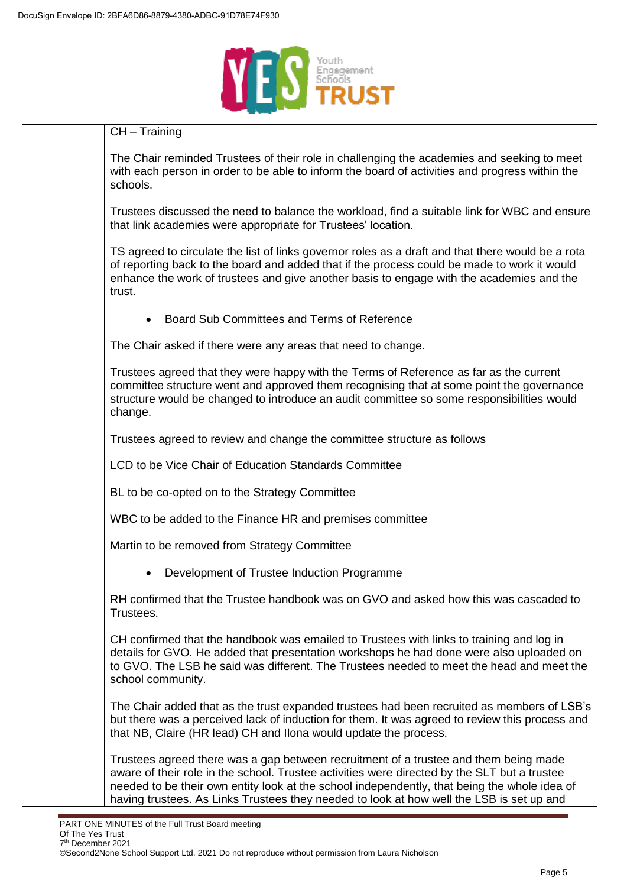CH – Training

The Chair reminded Trustees of their role in challenging the academies and seeking to meet with each person in order to be able to inform the board of activities and progress within the schools.

Trustees discussed the need to balance the workload, find a suitable link for WBC and ensure that link academies were appropriate for Trustees' location.

TS agreed to circulate the list of links governor roles as a draft and that there would be a rota of reporting back to the board and added that if the process could be made to work it would enhance the work of trustees and give another basis to engage with the academies and the trust.

- Board Sub Committees and Terms of Reference

The Chair asked if there were any areas that need to change.

Trustees agreed that they were happy with the Terms of Reference as far as the current committee structure went and approved them recognising that at some point the governance structure would be changed to introduce an audit committee so some responsibilities would change.

Trustees agreed to review and change the committee structure as follows

LCD to be Vice Chair of Education Standards Committee

BL to be co-opted on to the Strategy Committee

WBC to be added to the Finance HR and premises committee

Martin to be removed from Strategy Committee

- Development of Trustee Induction Programme

RH confirmed that the Trustee handbook was on GVO and asked how this was cascaded to Trustees.

CH confirmed that the handbook was emailed to Trustees with links to training and log in details for GVO. He added that presentation workshops he had done were also uploaded on to GVO. The LSB he said was different. The Trustees needed to meet the head and meet the school community.

The Chair added that as the trust expanded trustees had been recruited as members of LSB's but there was a perceived lack of induction for them. It was agreed to review this process and that NB, Claire (HR lead) CH and Ilona would update the process.

Trustees agreed there was a gap between recruitment of a trustee and them being made aware of their role in the school. Trustee activities were directed by the SLT but a trustee needed to be their own entity look at the school independently, that being the whole idea of having trustees. As Links Trustees they needed to look at how well the LSB is set up and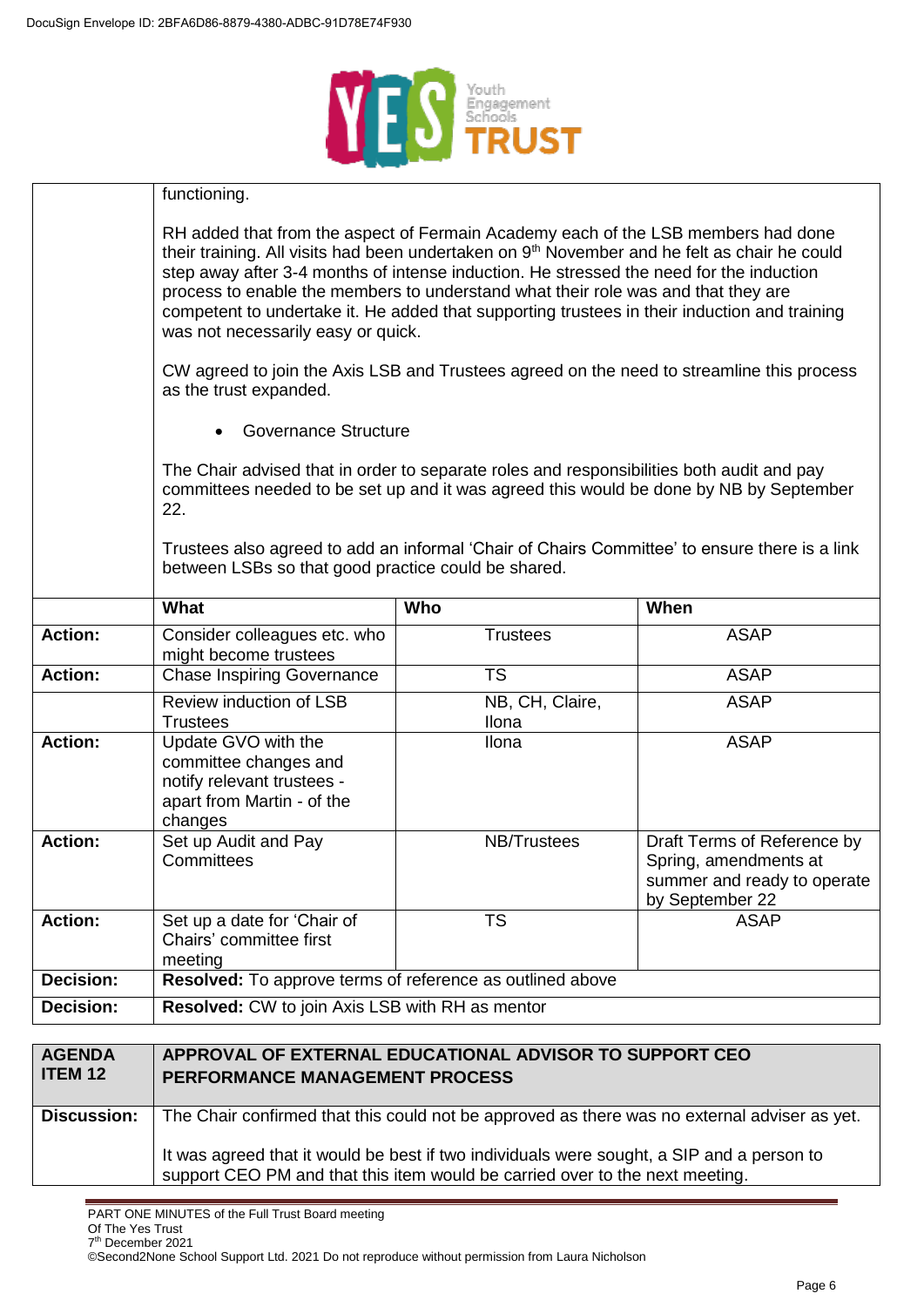| | |
|---|---|
| | functioning.<br><br>RH added that from the aspect of Fermain Academy each of the LSB members had done their training. All visits had been undertaken on 9th November and he felt as chair he could step away after 3-4 months of intense induction. He stressed the need for the induction process to enable the members to understand what their role was and that they are competent to undertake it. He added that supporting trustees in their induction and training was not necessarily easy or quick.<br><br>CW agreed to join the Axis LSB and Trustees agreed on the need to streamline this process as the trust expanded.<br><br>• Governance Structure<br><br>The Chair advised that in order to separate roles and responsibilities both audit and pay committees needed to be set up and it was agreed this would be done by NB by September 22.<br><br>Trustees also agreed to add an informal 'Chair of Chairs Committee' to ensure there is a link between LSBs so that good practice could be shared. |

| | What | Who | When |
|---|---|---|---|
| **Action:** | Consider colleagues etc. who might become trustees | Trustees | ASAP |
| **Action:** | Chase Inspiring Governance | TS | ASAP |
| | Review induction of LSB Trustees | NB, CH, Claire, Ilona | ASAP |
| **Action:** | Update GVO with the committee changes and notify relevant trustees - apart from Martin - of the changes | Ilona | ASAP |
| **Action:** | Set up Audit and Pay Committees | NB/Trustees | Draft Terms of Reference by Spring, amendments at summer and ready to operate by September 22 |
| **Action:** | Set up a date for 'Chair of Chairs' committee first meeting | TS | ASAP |
| **Decision:** | **Resolved:** To approve terms of reference as outlined above | | |
| **Decision:** | **Resolved:** CW to join Axis LSB with RH as mentor | | |

| **AGENDA ITEM 12** | **APPROVAL OF EXTERNAL EDUCATIONAL ADVISOR TO SUPPORT CEO PERFORMANCE MANAGEMENT PROCESS** |
|---|---|
| **Discussion:** | The Chair confirmed that this could not be approved as there was no external adviser as yet.<br><br>It was agreed that it would be best if two individuals were sought, a SIP and a person to support CEO PM and that this item would be carried over to the next meeting. |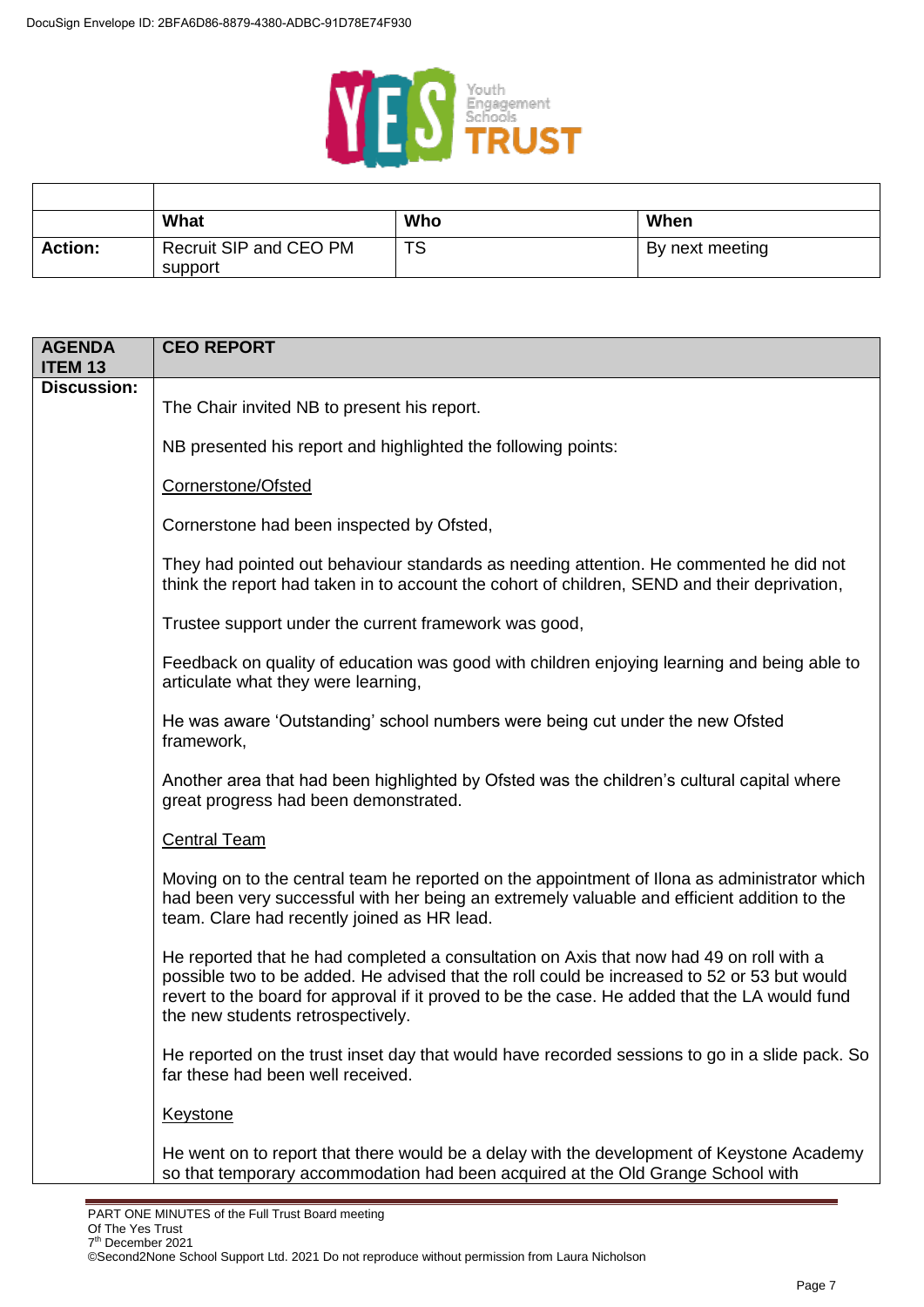| | What | Who | When |
|---|---|---|---|
| **Action:** | Recruit SIP and CEO PM support | TS | By next meeting |

| **AGENDA ITEM 13** | **CEO REPORT** |
|---|---|
| **Discussion:** | The Chair invited NB to present his report.<br><br>NB presented his report and highlighted the following points:<br><br><u>Cornerstone/Ofsted</u><br><br>Cornerstone had been inspected by Ofsted,<br><br>They had pointed out behaviour standards as needing attention. He commented he did not think the report had taken in to account the cohort of children, SEND and their deprivation,<br><br>Trustee support under the current framework was good,<br><br>Feedback on quality of education was good with children enjoying learning and being able to articulate what they were learning,<br><br>He was aware 'Outstanding' school numbers were being cut under the new Ofsted framework,<br><br>Another area that had been highlighted by Ofsted was the children's cultural capital where great progress had been demonstrated.<br><br><u>Central Team</u><br><br>Moving on to the central team he reported on the appointment of Ilona as administrator which had been very successful with her being an extremely valuable and efficient addition to the team. Clare had recently joined as HR lead.<br><br>He reported that he had completed a consultation on Axis that now had 49 on roll with a possible two to be added. He advised that the roll could be increased to 52 or 53 but would revert to the board for approval if it proved to be the case. He added that the LA would fund the new students retrospectively.<br><br>He reported on the trust inset day that would have recorded sessions to go in a slide pack. So far these had been well received.<br><br><u>Keystone</u><br><br>He went on to report that there would be a delay with the development of Keystone Academy so that temporary accommodation had been acquired at the Old Grange School with |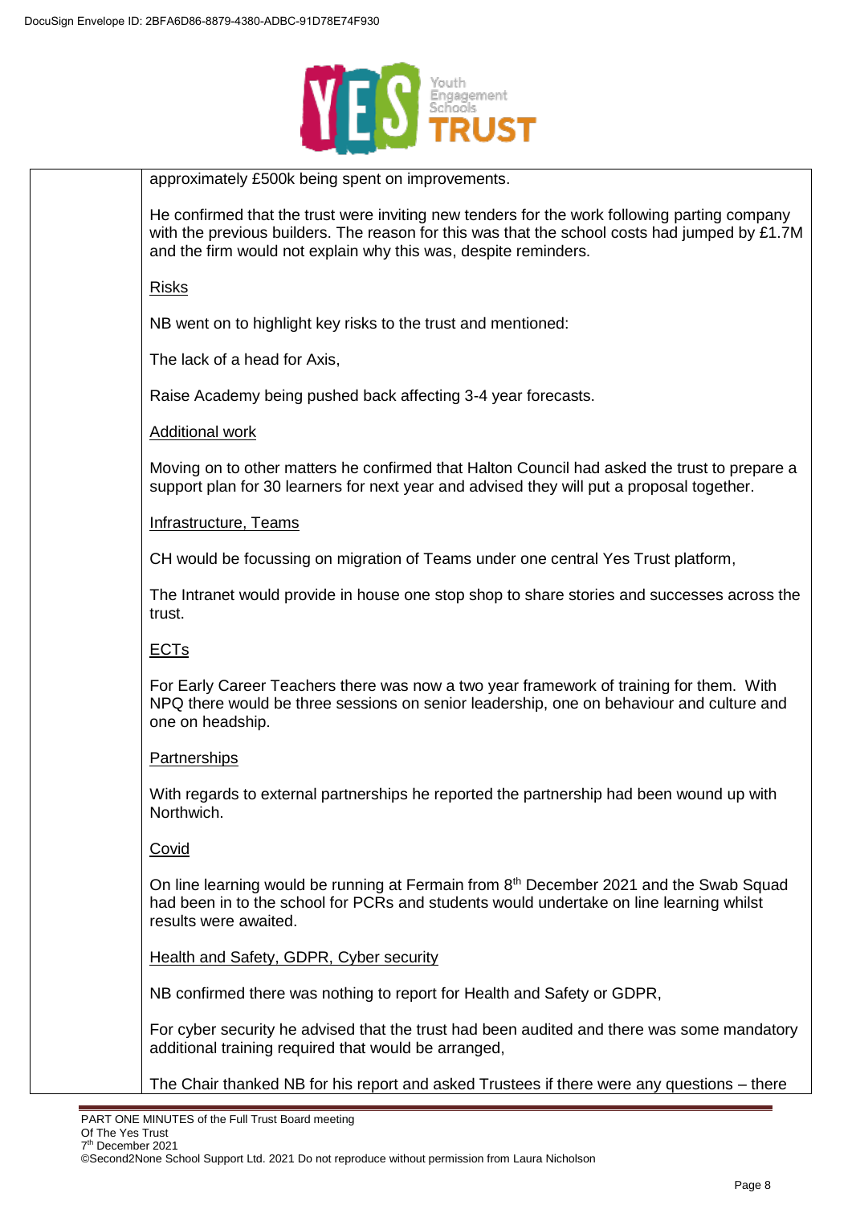approximately £500k being spent on improvements.

He confirmed that the trust were inviting new tenders for the work following parting company with the previous builders. The reason for this was that the school costs had jumped by £1.7M and the firm would not explain why this was, despite reminders.

Risks

NB went on to highlight key risks to the trust and mentioned:

The lack of a head for Axis,

Raise Academy being pushed back affecting 3-4 year forecasts.

Additional work

Moving on to other matters he confirmed that Halton Council had asked the trust to prepare a support plan for 30 learners for next year and advised they will put a proposal together.

Infrastructure, Teams

CH would be focussing on migration of Teams under one central Yes Trust platform,

The Intranet would provide in house one stop shop to share stories and successes across the trust.

ECTs

For Early Career Teachers there was now a two year framework of training for them. With NPQ there would be three sessions on senior leadership, one on behaviour and culture and one on headship.

Partnerships

With regards to external partnerships he reported the partnership had been wound up with Northwich.

Covid

On line learning would be running at Fermain from 8th December 2021 and the Swab Squad had been in to the school for PCRs and students would undertake on line learning whilst results were awaited.

Health and Safety, GDPR, Cyber security

NB confirmed there was nothing to report for Health and Safety or GDPR,

For cyber security he advised that the trust had been audited and there was some mandatory additional training required that would be arranged,

The Chair thanked NB for his report and asked Trustees if there were any questions – there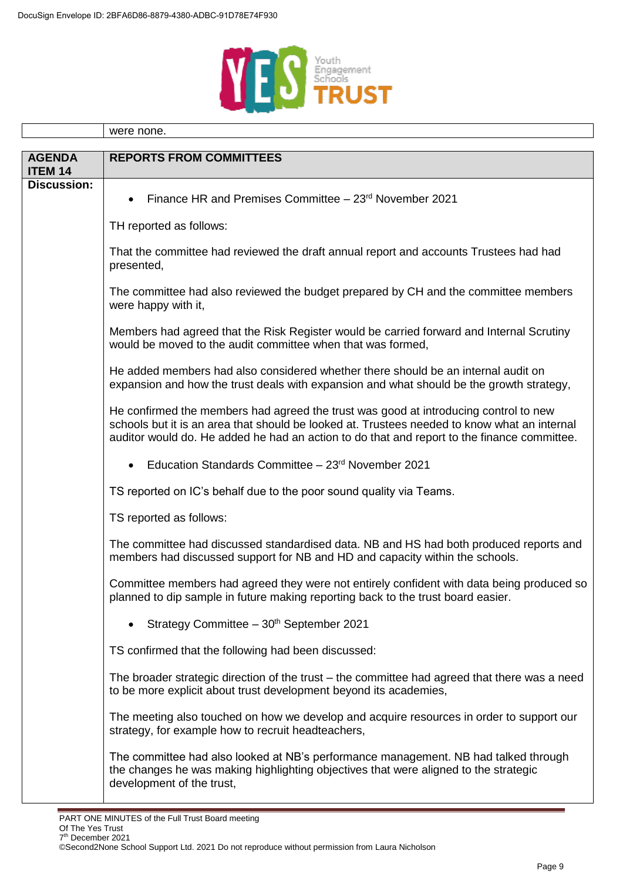| | were none. |
|---|---|

| **AGENDA ITEM 14** | **REPORTS FROM COMMITTEES** |
|---|---|
| **Discussion:** | • Finance HR and Premises Committee – 23rd November 2021<br><br>TH reported as follows:<br><br>That the committee had reviewed the draft annual report and accounts Trustees had had presented,<br><br>The committee had also reviewed the budget prepared by CH and the committee members were happy with it,<br><br>Members had agreed that the Risk Register would be carried forward and Internal Scrutiny would be moved to the audit committee when that was formed,<br><br>He added members had also considered whether there should be an internal audit on expansion and how the trust deals with expansion and what should be the growth strategy,<br><br>He confirmed the members had agreed the trust was good at introducing control to new schools but it is an area that should be looked at. Trustees needed to know what an internal auditor would do. He added he had an action to do that and report to the finance committee.<br><br>• Education Standards Committee – 23rd November 2021<br><br>TS reported on IC's behalf due to the poor sound quality via Teams.<br><br>TS reported as follows:<br><br>The committee had discussed standardised data. NB and HS had both produced reports and members had discussed support for NB and HD and capacity within the schools.<br><br>Committee members had agreed they were not entirely confident with data being produced so planned to dip sample in future making reporting back to the trust board easier.<br><br>• Strategy Committee – 30th September 2021<br><br>TS confirmed that the following had been discussed:<br><br>The broader strategic direction of the trust – the committee had agreed that there was a need to be more explicit about trust development beyond its academies,<br><br>The meeting also touched on how we develop and acquire resources in order to support our strategy, for example how to recruit headteachers,<br><br>The committee had also looked at NB's performance management. NB had talked through the changes he was making highlighting objectives that were aligned to the strategic development of the trust, |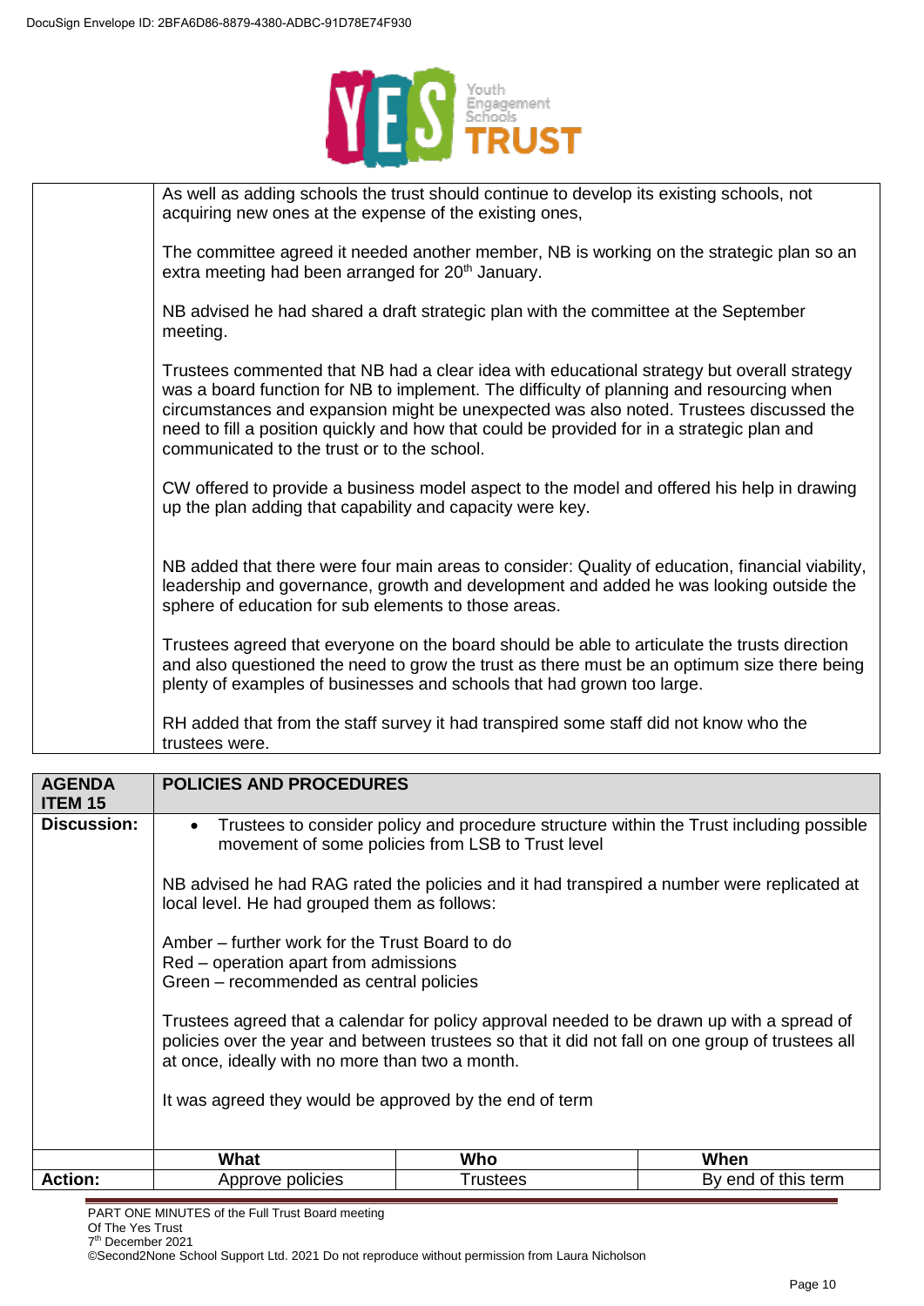| | |
|---|---|
| | As well as adding schools the trust should continue to develop its existing schools, not acquiring new ones at the expense of the existing ones,<br><br>The committee agreed it needed another member, NB is working on the strategic plan so an extra meeting had been arranged for 20th January.<br><br>NB advised he had shared a draft strategic plan with the committee at the September meeting.<br><br>Trustees commented that NB had a clear idea with educational strategy but overall strategy was a board function for NB to implement. The difficulty of planning and resourcing when circumstances and expansion might be unexpected was also noted. Trustees discussed the need to fill a position quickly and how that could be provided for in a strategic plan and communicated to the trust or to the school.<br><br>CW offered to provide a business model aspect to the model and offered his help in drawing up the plan adding that capability and capacity were key.<br><br>NB added that there were four main areas to consider: Quality of education, financial viability, leadership and governance, growth and development and added he was looking outside the sphere of education for sub elements to those areas.<br><br>Trustees agreed that everyone on the board should be able to articulate the trusts direction and also questioned the need to grow the trust as there must be an optimum size there being plenty of examples of businesses and schools that had grown too large.<br><br>RH added that from the staff survey it had transpired some staff did not know who the trustees were. |

| **AGENDA ITEM 15** | **POLICIES AND PROCEDURES** | | |
|---|---|---|---|
| **Discussion:** | • Trustees to consider policy and procedure structure within the Trust including possible movement of some policies from LSB to Trust level<br><br>NB advised he had RAG rated the policies and it had transpired a number were replicated at local level. He had grouped them as follows:<br><br>Amber – further work for the Trust Board to do<br>Red – operation apart from admissions<br>Green – recommended as central policies<br><br>Trustees agreed that a calendar for policy approval needed to be drawn up with a spread of policies over the year and between trustees so that it did not fall on one group of trustees all at once, ideally with no more than two a month.<br><br>It was agreed they would be approved by the end of term | | |
| | **What** | **Who** | **When** |
| **Action:** | Approve policies | Trustees | By end of this term |

PART ONE MINUTES of the Full Trust Board meeting
Of The Yes Trust
7th December 2021
©Second2None School Support Ltd. 2021 Do not reproduce without permission from Laura Nicholson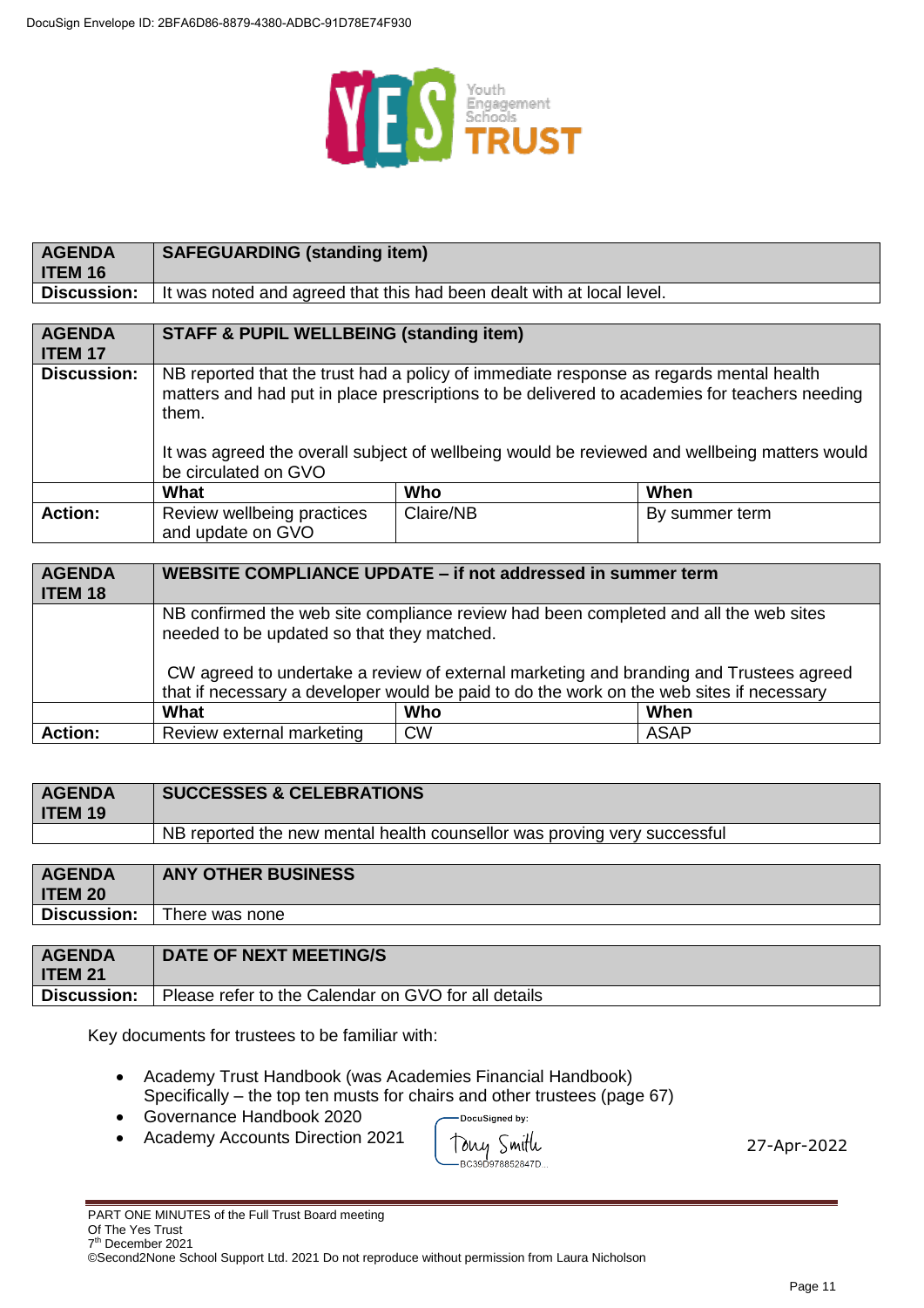| AGENDA ITEM 16 | SAFEGUARDING (standing item) | | |
|---|---|---|---|
| Discussion: | It was noted and agreed that this had been dealt with at local level. | | |

| AGENDA ITEM 17 | STAFF & PUPIL WELLBEING (standing item) | | |
|---|---|---|---|
| Discussion: | NB reported that the trust had a policy of immediate response as regards mental health matters and had put in place prescriptions to be delivered to academies for teachers needing them.<br><br>It was agreed the overall subject of wellbeing would be reviewed and wellbeing matters would be circulated on GVO | | |
| | **What** | **Who** | **When** |
| Action: | Review wellbeing practices and update on GVO | Claire/NB | By summer term |

| AGENDA ITEM 18 | WEBSITE COMPLIANCE UPDATE – if not addressed in summer term | | |
|---|---|---|---|
| | NB confirmed the web site compliance review had been completed and all the web sites needed to be updated so that they matched.<br><br>CW agreed to undertake a review of external marketing and branding and Trustees agreed that if necessary a developer would be paid to do the work on the web sites if necessary | | |
| | **What** | **Who** | **When** |
| Action: | Review external marketing | CW | ASAP |

| AGENDA ITEM 19 | SUCCESSES & CELEBRATIONS |
|---|---|
| | NB reported the new mental health counsellor was proving very successful |

| AGENDA ITEM 20 | ANY OTHER BUSINESS |
|---|---|
| Discussion: | There was none |

| AGENDA ITEM 21 | DATE OF NEXT MEETING/S |
|---|---|
| Discussion: | Please refer to the Calendar on GVO for all details |

Key documents for trustees to be familiar with:

- Academy Trust Handbook (was Academies Financial Handbook) Specifically – the top ten musts for chairs and other trustees (page 67)
- Governance Handbook 2020
- Academy Accounts Direction 2021

DocuSigned by: Tony Smith
BC39D978852847D...

27-Apr-2022

PART ONE MINUTES of the Full Trust Board meeting
Of The Yes Trust
7th December 2021
©Second2None School Support Ltd. 2021 Do not reproduce without permission from Laura Nicholson